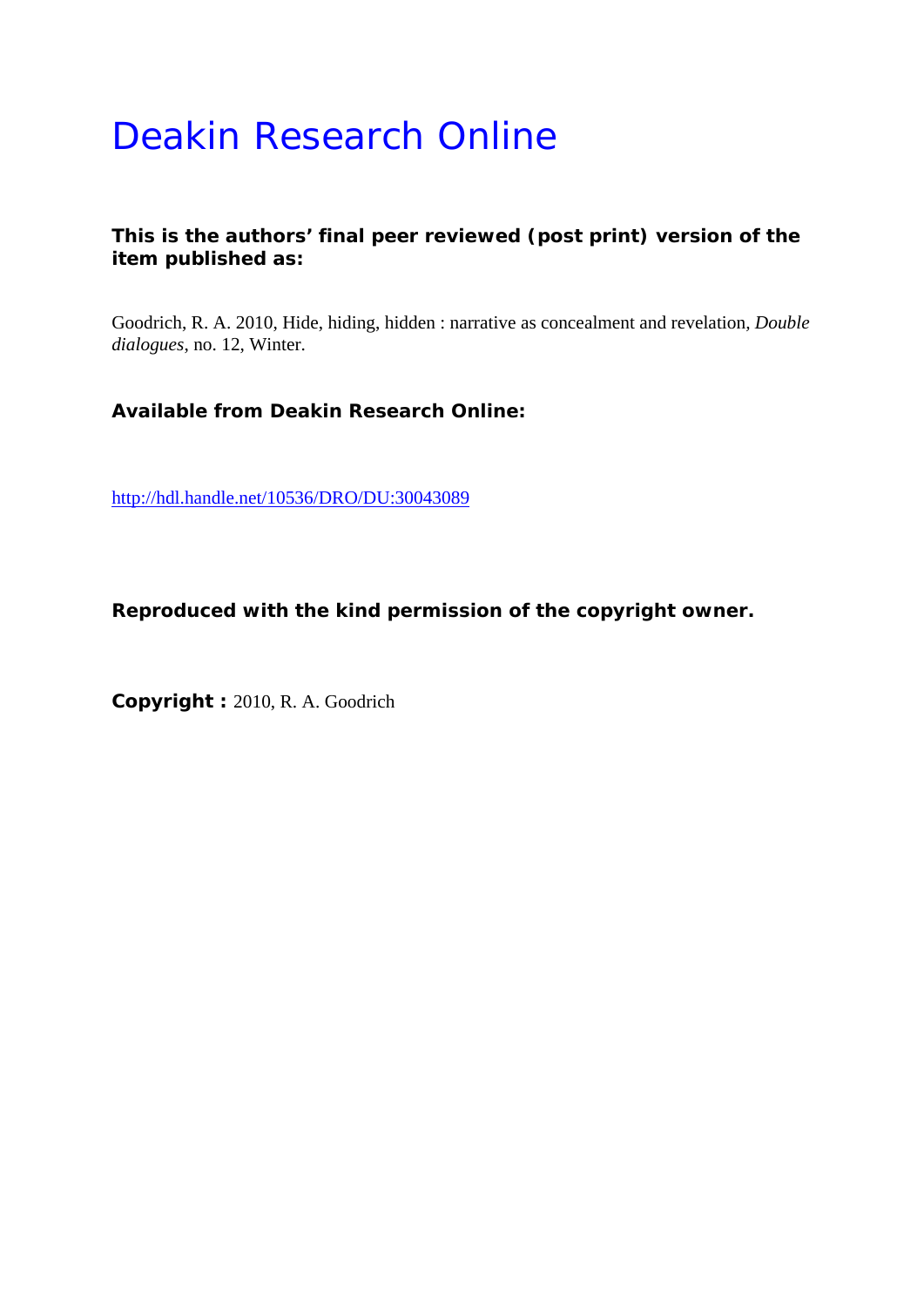# Deakin Research Online

**This is the authors' final peer reviewed (post print) version of the item published as:**

Goodrich, R. A. 2010, Hide, hiding, hidden : narrative as concealment and revelation, *Double dialogues*, no. 12, Winter.

**Available from Deakin Research Online:**

http://hdl.handle.net/10536/DRO/DU:30043089

**Reproduced with the kind permission of the copyright owner.**

**Copyright :** 2010, R. A. Goodrich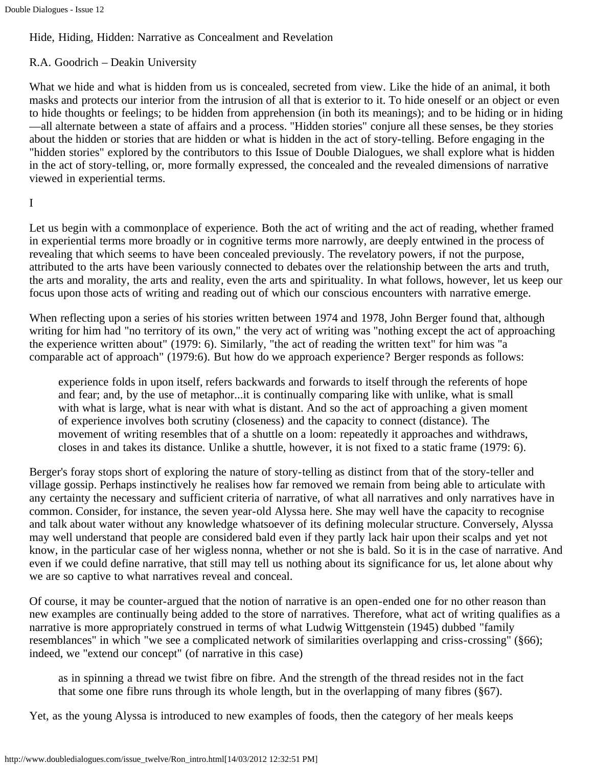Hide, Hiding, Hidden: Narrative as Concealment and Revelation

R.A. Goodrich – Deakin University

What we hide and what is hidden from us is concealed, secreted from view. Like the hide of an animal, it both masks and protects our interior from the intrusion of all that is exterior to it. To hide oneself or an object or even to hide thoughts or feelings; to be hidden from apprehension (in both its meanings); and to be hiding or in hiding —all alternate between a state of affairs and a process. "Hidden stories" conjure all these senses, be they stories about the hidden or stories that are hidden or what is hidden in the act of story-telling. Before engaging in the "hidden stories" explored by the contributors to this Issue of Double Dialogues, we shall explore what is hidden in the act of story-telling, or, more formally expressed, the concealed and the revealed dimensions of narrative viewed in experiential terms.

I

Let us begin with a commonplace of experience. Both the act of writing and the act of reading, whether framed in experiential terms more broadly or in cognitive terms more narrowly, are deeply entwined in the process of revealing that which seems to have been concealed previously. The revelatory powers, if not the purpose, attributed to the arts have been variously connected to debates over the relationship between the arts and truth, the arts and morality, the arts and reality, even the arts and spirituality. In what follows, however, let us keep our focus upon those acts of writing and reading out of which our conscious encounters with narrative emerge.

When reflecting upon a series of his stories written between 1974 and 1978, John Berger found that, although writing for him had "no territory of its own," the very act of writing was "nothing except the act of approaching the experience written about" (1979: 6). Similarly, "the act of reading the written text" for him was "a comparable act of approach" (1979:6). But how do we approach experience? Berger responds as follows:

> experience folds in upon itself, refers backwards and forwards to itself through the referents of hope and fear; and, by the use of metaphor...it is continually comparing like with unlike, what is small with what is large, what is near with what is distant. And so the act of approaching a given moment of experience involves both scrutiny (closeness) and the capacity to connect (distance). The movement of writing resembles that of a shuttle on a loom: repeatedly it approaches and withdraws, closes in and takes its distance. Unlike a shuttle, however, it is not fixed to a static frame (1979: 6).

Berger's foray stops short of exploring the nature of story-telling as distinct from that of the story-teller and village gossip. Perhaps instinctively he realises how far removed we remain from being able to articulate with any certainty the necessary and sufficient criteria of narrative, of what all narratives and only narratives have in common. Consider, for instance, the seven year-old Alyssa here. She may well have the capacity to recognise and talk about water without any knowledge whatsoever of its defining molecular structure. Conversely, Alyssa may well understand that people are considered bald even if they partly lack hair upon their scalps and yet not know, in the particular case of her wigless nonna, whether or not she is bald. So it is in the case of narrative. And even if we could define narrative, that still may tell us nothing about its significance for us, let alone about why we are so captive to what narratives reveal and conceal.

Of course, it may be counter-argued that the notion of narrative is an open-ended one for no other reason than new examples are continually being added to the store of narratives. Therefore, what act of writing qualifies as a narrative is more appropriately construed in terms of what Ludwig Wittgenstein (1945) dubbed "family resemblances" in which "we see a complicated network of similarities overlapping and criss-crossing" (§66); indeed, we "extend our concept" (of narrative in this case)

> as in spinning a thread we twist fibre on fibre. And the strength of the thread resides not in the fact that some one fibre runs through its whole length, but in the overlapping of many fibres (§67).

Yet, as the young Alyssa is introduced to new examples of foods, then the category of her meals keeps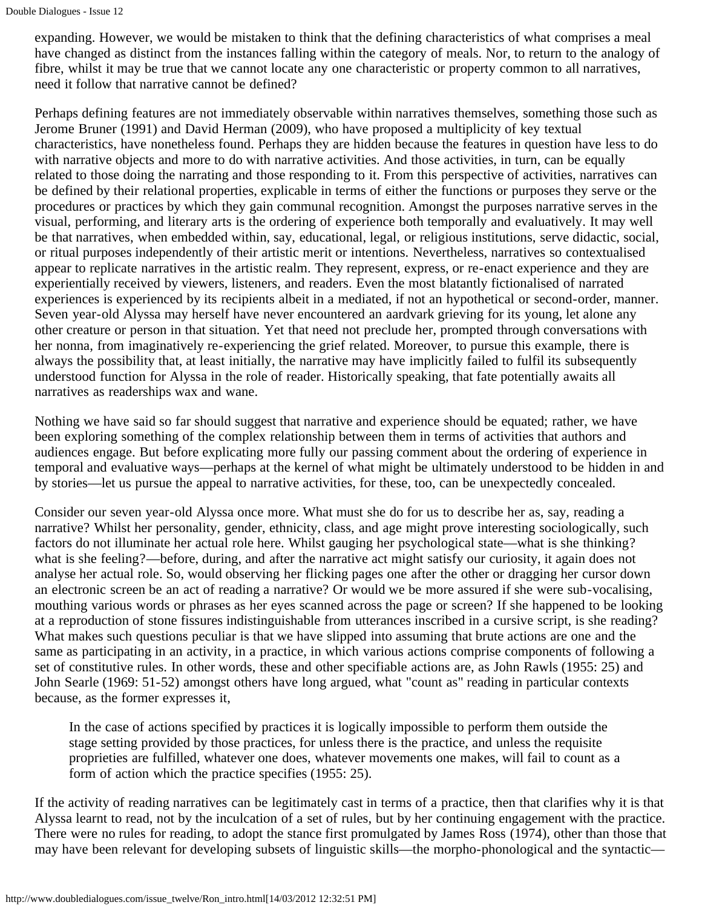expanding. However, we would be mistaken to think that the defining characteristics of what comprises a meal have changed as distinct from the instances falling within the category of meals. Nor, to return to the analogy of fibre, whilst it may be true that we cannot locate any one characteristic or property common to all narratives, need it follow that narrative cannot be defined?

Perhaps defining features are not immediately observable within narratives themselves, something those such as Jerome Bruner (1991) and David Herman (2009), who have proposed a multiplicity of key textual characteristics, have nonetheless found. Perhaps they are hidden because the features in question have less to do with narrative objects and more to do with narrative activities. And those activities, in turn, can be equally related to those doing the narrating and those responding to it. From this perspective of activities, narratives can be defined by their relational properties, explicable in terms of either the functions or purposes they serve or the procedures or practices by which they gain communal recognition. Amongst the purposes narrative serves in the visual, performing, and literary arts is the ordering of experience both temporally and evaluatively. It may well be that narratives, when embedded within, say, educational, legal, or religious institutions, serve didactic, social, or ritual purposes independently of their artistic merit or intentions. Nevertheless, narratives so contextualised appear to replicate narratives in the artistic realm. They represent, express, or re-enact experience and they are experientially received by viewers, listeners, and readers. Even the most blatantly fictionalised of narrated experiences is experienced by its recipients albeit in a mediated, if not an hypothetical or second-order, manner. Seven year-old Alyssa may herself have never encountered an aardvark grieving for its young, let alone any other creature or person in that situation. Yet that need not preclude her, prompted through conversations with her nonna, from imaginatively re-experiencing the grief related. Moreover, to pursue this example, there is always the possibility that, at least initially, the narrative may have implicitly failed to fulfil its subsequently understood function for Alyssa in the role of reader. Historically speaking, that fate potentially awaits all narratives as readerships wax and wane.

Nothing we have said so far should suggest that narrative and experience should be equated; rather, we have been exploring something of the complex relationship between them in terms of activities that authors and audiences engage. But before explicating more fully our passing comment about the ordering of experience in temporal and evaluative ways—perhaps at the kernel of what might be ultimately understood to be hidden in and by stories—let us pursue the appeal to narrative activities, for these, too, can be unexpectedly concealed.

Consider our seven year-old Alyssa once more. What must she do for us to describe her as, say, reading a narrative? Whilst her personality, gender, ethnicity, class, and age might prove interesting sociologically, such factors do not illuminate her actual role here. Whilst gauging her psychological state—what is she thinking? what is she feeling?—before, during, and after the narrative act might satisfy our curiosity, it again does not analyse her actual role. So, would observing her flicking pages one after the other or dragging her cursor down an electronic screen be an act of reading a narrative? Or would we be more assured if she were sub-vocalising, mouthing various words or phrases as her eyes scanned across the page or screen? If she happened to be looking at a reproduction of stone fissures indistinguishable from utterances inscribed in a cursive script, is she reading? What makes such questions peculiar is that we have slipped into assuming that brute actions are one and the same as participating in an activity, in a practice, in which various actions comprise components of following a set of constitutive rules. In other words, these and other specifiable actions are, as John Rawls (1955: 25) and John Searle (1969: 51-52) amongst others have long argued, what "count as" reading in particular contexts because, as the former expresses it,

> In the case of actions specified by practices it is logically impossible to perform them outside the stage setting provided by those practices, for unless there is the practice, and unless the requisite proprieties are fulfilled, whatever one does, whatever movements one makes, will fail to count as a form of action which the practice specifies (1955: 25).

If the activity of reading narratives can be legitimately cast in terms of a practice, then that clarifies why it is that Alyssa learnt to read, not by the inculcation of a set of rules, but by her continuing engagement with the practice. There were no rules for reading, to adopt the stance first promulgated by James Ross (1974), other than those that may have been relevant for developing subsets of linguistic skills—the morpho-phonological and the syntactic—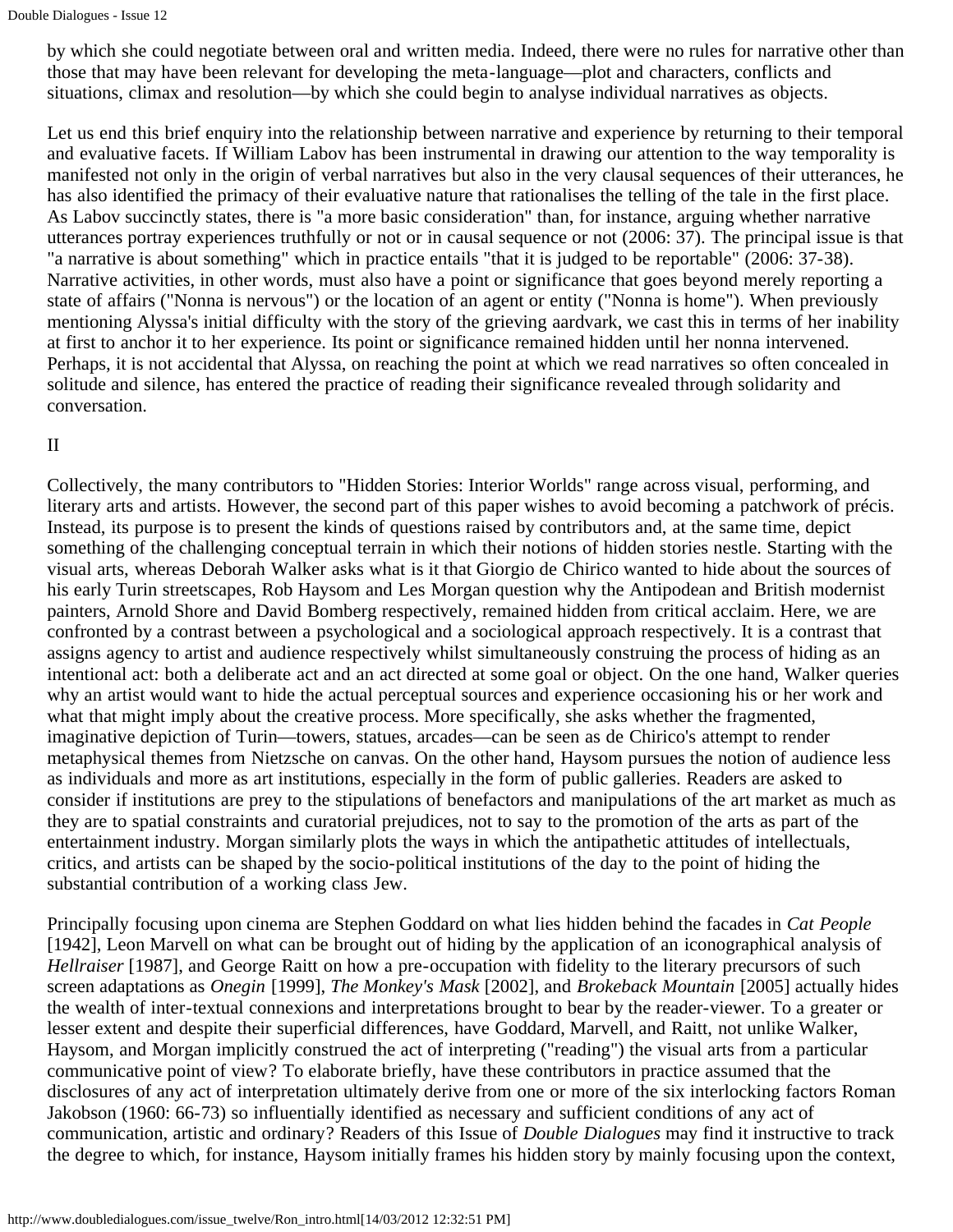by which she could negotiate between oral and written media. Indeed, there were no rules for narrative other than those that may have been relevant for developing the meta-language—plot and characters, conflicts and situations, climax and resolution—by which she could begin to analyse individual narratives as objects.

Let us end this brief enquiry into the relationship between narrative and experience by returning to their temporal and evaluative facets. If William Labov has been instrumental in drawing our attention to the way temporality is manifested not only in the origin of verbal narratives but also in the very clausal sequences of their utterances, he has also identified the primacy of their evaluative nature that rationalises the telling of the tale in the first place. As Labov succinctly states, there is "a more basic consideration" than, for instance, arguing whether narrative utterances portray experiences truthfully or not or in causal sequence or not (2006: 37). The principal issue is that "a narrative is about something" which in practice entails "that it is judged to be reportable" (2006: 37-38). Narrative activities, in other words, must also have a point or significance that goes beyond merely reporting a state of affairs ("Nonna is nervous") or the location of an agent or entity ("Nonna is home"). When previously mentioning Alyssa's initial difficulty with the story of the grieving aardvark, we cast this in terms of her inability at first to anchor it to her experience. Its point or significance remained hidden until her nonna intervened. Perhaps, it is not accidental that Alyssa, on reaching the point at which we read narratives so often concealed in solitude and silence, has entered the practice of reading their significance revealed through solidarity and conversation.

II

Collectively, the many contributors to "Hidden Stories: Interior Worlds" range across visual, performing, and literary arts and artists. However, the second part of this paper wishes to avoid becoming a patchwork of précis. Instead, its purpose is to present the kinds of questions raised by contributors and, at the same time, depict something of the challenging conceptual terrain in which their notions of hidden stories nestle. Starting with the visual arts, whereas Deborah Walker asks what is it that Giorgio de Chirico wanted to hide about the sources of his early Turin streetscapes, Rob Haysom and Les Morgan question why the Antipodean and British modernist painters, Arnold Shore and David Bomberg respectively, remained hidden from critical acclaim. Here, we are confronted by a contrast between a psychological and a sociological approach respectively. It is a contrast that assigns agency to artist and audience respectively whilst simultaneously construing the process of hiding as an intentional act: both a deliberate act and an act directed at some goal or object. On the one hand, Walker queries why an artist would want to hide the actual perceptual sources and experience occasioning his or her work and what that might imply about the creative process. More specifically, she asks whether the fragmented, imaginative depiction of Turin—towers, statues, arcades—can be seen as de Chirico's attempt to render metaphysical themes from Nietzsche on canvas. On the other hand, Haysom pursues the notion of audience less as individuals and more as art institutions, especially in the form of public galleries. Readers are asked to consider if institutions are prey to the stipulations of benefactors and manipulations of the art market as much as they are to spatial constraints and curatorial prejudices, not to say to the promotion of the arts as part of the entertainment industry. Morgan similarly plots the ways in which the antipathetic attitudes of intellectuals, critics, and artists can be shaped by the socio-political institutions of the day to the point of hiding the substantial contribution of a working class Jew.

Principally focusing upon cinema are Stephen Goddard on what lies hidden behind the facades in *Cat People* [1942], Leon Marvell on what can be brought out of hiding by the application of an iconographical analysis of *Hellraiser* [1987], and George Raitt on how a pre-occupation with fidelity to the literary precursors of such screen adaptations as *Onegin* [1999], *The Monkey's Mask* [2002], and *Brokeback Mountain* [2005] actually hides the wealth of inter-textual connexions and interpretations brought to bear by the reader-viewer. To a greater or lesser extent and despite their superficial differences, have Goddard, Marvell, and Raitt, not unlike Walker, Haysom, and Morgan implicitly construed the act of interpreting ("reading") the visual arts from a particular communicative point of view? To elaborate briefly, have these contributors in practice assumed that the disclosures of any act of interpretation ultimately derive from one or more of the six interlocking factors Roman Jakobson (1960: 66-73) so influentially identified as necessary and sufficient conditions of any act of communication, artistic and ordinary? Readers of this Issue of *Double Dialogues* may find it instructive to track the degree to which, for instance, Haysom initially frames his hidden story by mainly focusing upon the context,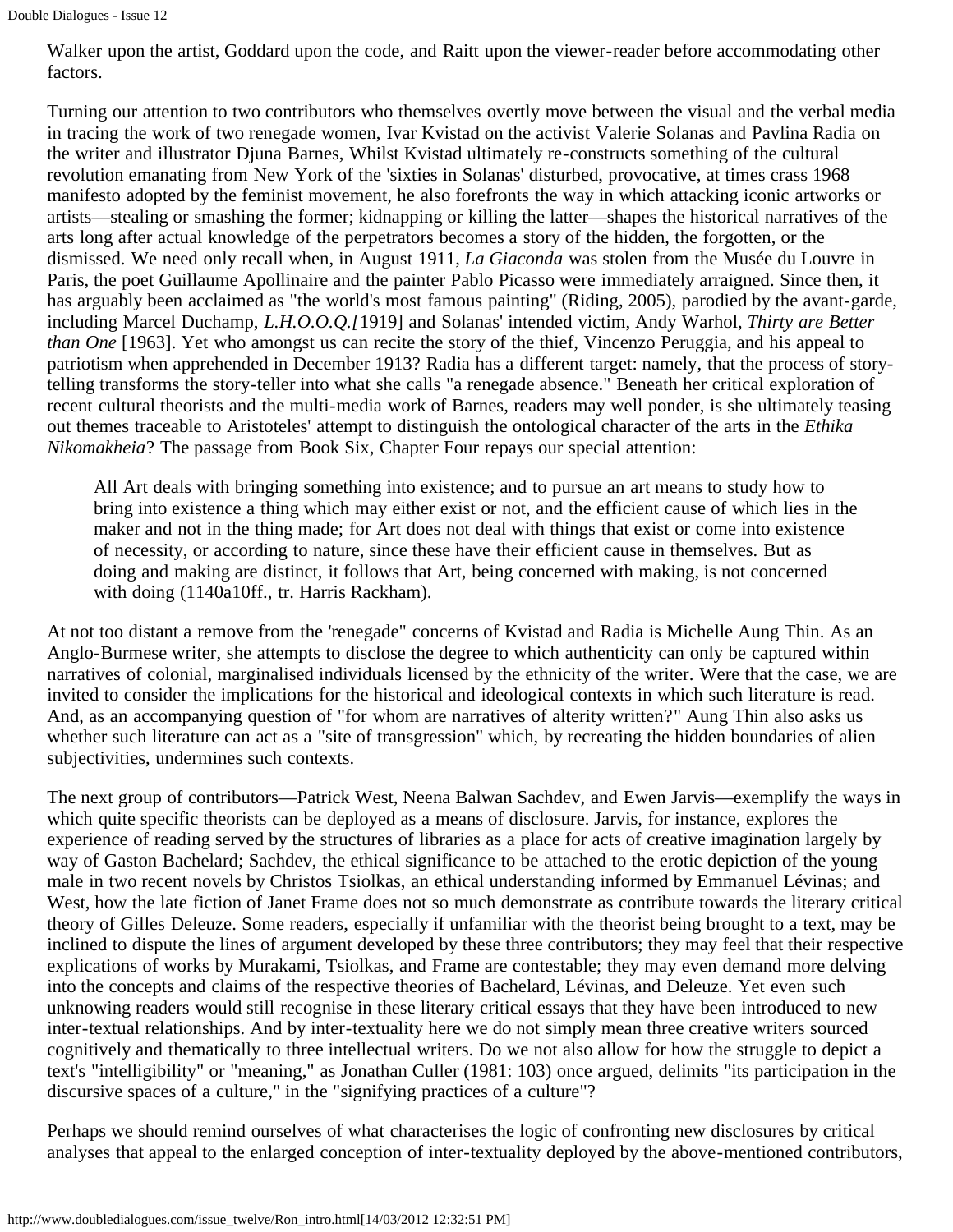Walker upon the artist, Goddard upon the code, and Raitt upon the viewer-reader before accommodating other factors.

Turning our attention to two contributors who themselves overtly move between the visual and the verbal media in tracing the work of two renegade women, Ivar Kvistad on the activist Valerie Solanas and Pavlina Radia on the writer and illustrator Djuna Barnes, Whilst Kvistad ultimately re-constructs something of the cultural revolution emanating from New York of the 'sixties in Solanas' disturbed, provocative, at times crass 1968 manifesto adopted by the feminist movement, he also forefronts the way in which attacking iconic artworks or artists—stealing or smashing the former; kidnapping or killing the latter—shapes the historical narratives of the arts long after actual knowledge of the perpetrators becomes a story of the hidden, the forgotten, or the dismissed. We need only recall when, in August 1911, *La Giaconda* was stolen from the Musée du Louvre in Paris, the poet Guillaume Apollinaire and the painter Pablo Picasso were immediately arraigned. Since then, it has arguably been acclaimed as "the world's most famous painting" (Riding, 2005), parodied by the avant-garde, including Marcel Duchamp, *L.H.O.O.Q.[*1919] and Solanas' intended victim, Andy Warhol, *Thirty are Better than One* [1963]. Yet who amongst us can recite the story of the thief, Vincenzo Peruggia, and his appeal to patriotism when apprehended in December 1913? Radia has a different target: namely, that the process of story-telling transforms the story-teller into what she calls "a renegade absence." Beneath her critical exploration of recent cultural theorists and the multi-media work of Barnes, readers may well ponder, is she ultimately teasing out themes traceable to Aristoteles' attempt to distinguish the ontological character of the arts in the *Ethika Nikomakheia*? The passage from Book Six, Chapter Four repays our special attention:

> All Art deals with bringing something into existence; and to pursue an art means to study how to bring into existence a thing which may either exist or not, and the efficient cause of which lies in the maker and not in the thing made; for Art does not deal with things that exist or come into existence of necessity, or according to nature, since these have their efficient cause in themselves. But as doing and making are distinct, it follows that Art, being concerned with making, is not concerned with doing (1140a10ff., tr. Harris Rackham).

At not too distant a remove from the 'renegade" concerns of Kvistad and Radia is Michelle Aung Thin. As an Anglo-Burmese writer, she attempts to disclose the degree to which authenticity can only be captured within narratives of colonial, marginalised individuals licensed by the ethnicity of the writer. Were that the case, we are invited to consider the implications for the historical and ideological contexts in which such literature is read. And, as an accompanying question of "for whom are narratives of alterity written?" Aung Thin also asks us whether such literature can act as a "site of transgression" which, by recreating the hidden boundaries of alien subjectivities, undermines such contexts.

The next group of contributors—Patrick West, Neena Balwan Sachdev, and Ewen Jarvis—exemplify the ways in which quite specific theorists can be deployed as a means of disclosure. Jarvis, for instance, explores the experience of reading served by the structures of libraries as a place for acts of creative imagination largely by way of Gaston Bachelard; Sachdev, the ethical significance to be attached to the erotic depiction of the young male in two recent novels by Christos Tsiolkas, an ethical understanding informed by Emmanuel Lévinas; and West, how the late fiction of Janet Frame does not so much demonstrate as contribute towards the literary critical theory of Gilles Deleuze. Some readers, especially if unfamiliar with the theorist being brought to a text, may be inclined to dispute the lines of argument developed by these three contributors; they may feel that their respective explications of works by Murakami, Tsiolkas, and Frame are contestable; they may even demand more delving into the concepts and claims of the respective theories of Bachelard, Lévinas, and Deleuze. Yet even such unknowing readers would still recognise in these literary critical essays that they have been introduced to new inter-textual relationships. And by inter-textuality here we do not simply mean three creative writers sourced cognitively and thematically to three intellectual writers. Do we not also allow for how the struggle to depict a text's "intelligibility" or "meaning," as Jonathan Culler (1981: 103) once argued, delimits "its participation in the discursive spaces of a culture," in the "signifying practices of a culture"?

Perhaps we should remind ourselves of what characterises the logic of confronting new disclosures by critical analyses that appeal to the enlarged conception of inter-textuality deployed by the above-mentioned contributors,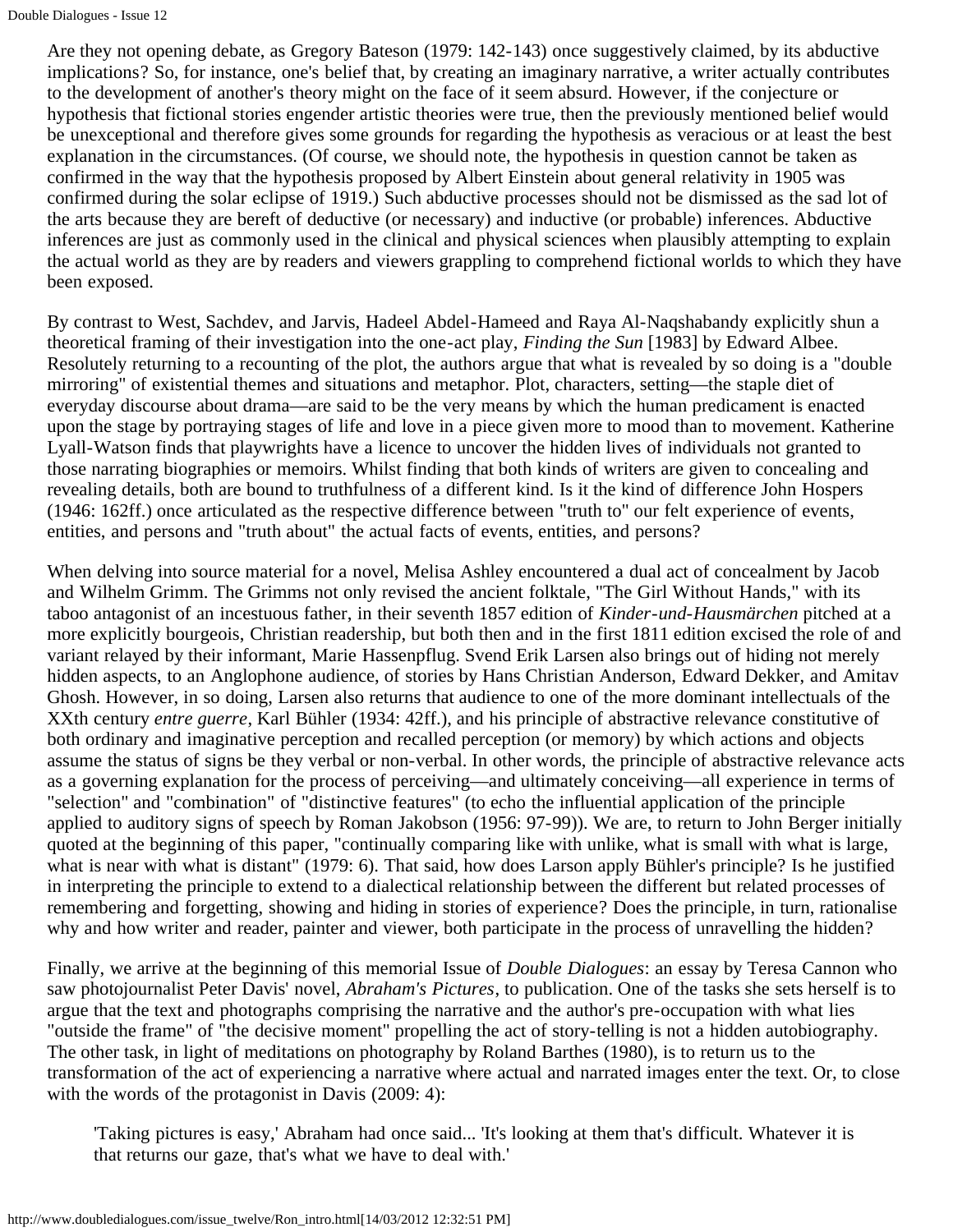Are they not opening debate, as Gregory Bateson (1979: 142-143) once suggestively claimed, by its abductive implications? So, for instance, one's belief that, by creating an imaginary narrative, a writer actually contributes to the development of another's theory might on the face of it seem absurd. However, if the conjecture or hypothesis that fictional stories engender artistic theories were true, then the previously mentioned belief would be unexceptional and therefore gives some grounds for regarding the hypothesis as veracious or at least the best explanation in the circumstances. (Of course, we should note, the hypothesis in question cannot be taken as confirmed in the way that the hypothesis proposed by Albert Einstein about general relativity in 1905 was confirmed during the solar eclipse of 1919.) Such abductive processes should not be dismissed as the sad lot of the arts because they are bereft of deductive (or necessary) and inductive (or probable) inferences. Abductive inferences are just as commonly used in the clinical and physical sciences when plausibly attempting to explain the actual world as they are by readers and viewers grappling to comprehend fictional worlds to which they have been exposed.

By contrast to West, Sachdev, and Jarvis, Hadeel Abdel-Hameed and Raya Al-Naqshabandy explicitly shun a theoretical framing of their investigation into the one-act play, *Finding the Sun* [1983] by Edward Albee. Resolutely returning to a recounting of the plot, the authors argue that what is revealed by so doing is a "double mirroring" of existential themes and situations and metaphor. Plot, characters, setting—the staple diet of everyday discourse about drama—are said to be the very means by which the human predicament is enacted upon the stage by portraying stages of life and love in a piece given more to mood than to movement. Katherine Lyall-Watson finds that playwrights have a licence to uncover the hidden lives of individuals not granted to those narrating biographies or memoirs. Whilst finding that both kinds of writers are given to concealing and revealing details, both are bound to truthfulness of a different kind. Is it the kind of difference John Hospers (1946: 162ff.) once articulated as the respective difference between "truth to" our felt experience of events, entities, and persons and "truth about" the actual facts of events, entities, and persons?

When delving into source material for a novel, Melisa Ashley encountered a dual act of concealment by Jacob and Wilhelm Grimm. The Grimms not only revised the ancient folktale, "The Girl Without Hands," with its taboo antagonist of an incestuous father, in their seventh 1857 edition of *Kinder-und-Hausmärchen* pitched at a more explicitly bourgeois, Christian readership, but both then and in the first 1811 edition excised the role of and variant relayed by their informant, Marie Hassenpflug. Svend Erik Larsen also brings out of hiding not merely hidden aspects, to an Anglophone audience, of stories by Hans Christian Anderson, Edward Dekker, and Amitav Ghosh. However, in so doing, Larsen also returns that audience to one of the more dominant intellectuals of the XXth century *entre guerre*, Karl Bühler (1934: 42ff.), and his principle of abstractive relevance constitutive of both ordinary and imaginative perception and recalled perception (or memory) by which actions and objects assume the status of signs be they verbal or non-verbal. In other words, the principle of abstractive relevance acts as a governing explanation for the process of perceiving—and ultimately conceiving—all experience in terms of "selection" and "combination" of "distinctive features" (to echo the influential application of the principle applied to auditory signs of speech by Roman Jakobson (1956: 97-99)). We are, to return to John Berger initially quoted at the beginning of this paper, "continually comparing like with unlike, what is small with what is large, what is near with what is distant" (1979: 6). That said, how does Larson apply Bühler's principle? Is he justified in interpreting the principle to extend to a dialectical relationship between the different but related processes of remembering and forgetting, showing and hiding in stories of experience? Does the principle, in turn, rationalise why and how writer and reader, painter and viewer, both participate in the process of unravelling the hidden?

Finally, we arrive at the beginning of this memorial Issue of *Double Dialogues*: an essay by Teresa Cannon who saw photojournalist Peter Davis' novel, *Abraham's Pictures*, to publication. One of the tasks she sets herself is to argue that the text and photographs comprising the narrative and the author's pre-occupation with what lies "outside the frame" of "the decisive moment" propelling the act of story-telling is not a hidden autobiography. The other task, in light of meditations on photography by Roland Barthes (1980), is to return us to the transformation of the act of experiencing a narrative where actual and narrated images enter the text. Or, to close with the words of the protagonist in Davis (2009: 4):

> 'Taking pictures is easy,' Abraham had once said... 'It's looking at them that's difficult. Whatever it is that returns our gaze, that's what we have to deal with.'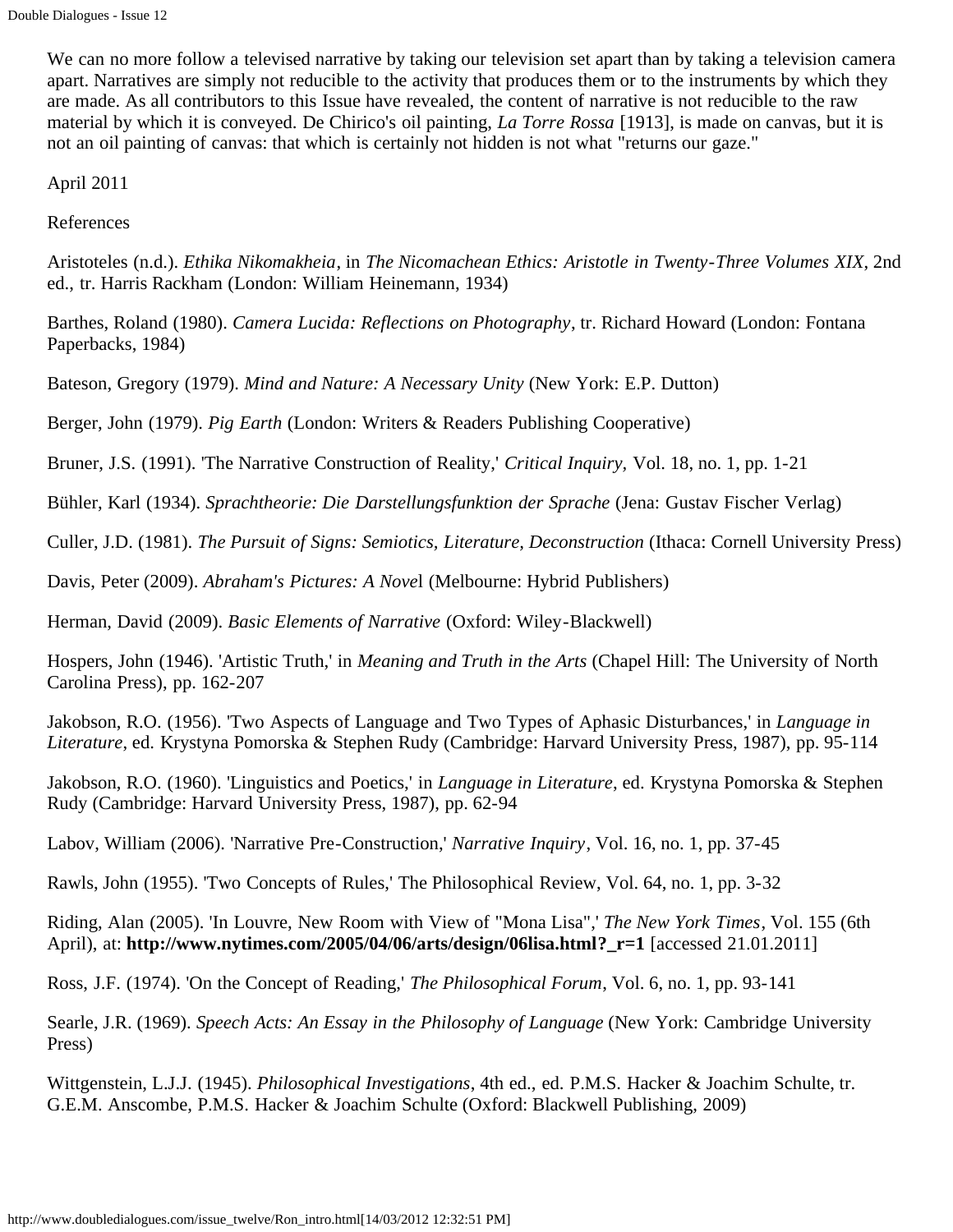We can no more follow a televised narrative by taking our television set apart than by taking a television camera apart. Narratives are simply not reducible to the activity that produces them or to the instruments by which they are made. As all contributors to this Issue have revealed, the content of narrative is not reducible to the raw material by which it is conveyed. De Chirico's oil painting, *La Torre Rossa* [1913], is made on canvas, but it is not an oil painting of canvas: that which is certainly not hidden is not what "returns our gaze."

April 2011

References

Aristoteles (n.d.). *Ethika Nikomakheia*, in *The Nicomachean Ethics: Aristotle in Twenty-Three Volumes XIX*, 2nd ed., tr. Harris Rackham (London: William Heinemann, 1934)

Barthes, Roland (1980). *Camera Lucida: Reflections on Photography*, tr. Richard Howard (London: Fontana Paperbacks, 1984)

Bateson, Gregory (1979). *Mind and Nature: A Necessary Unity* (New York: E.P. Dutton)

Berger, John (1979). *Pig Earth* (London: Writers & Readers Publishing Cooperative)

Bruner, J.S. (1991). 'The Narrative Construction of Reality,' *Critical Inquiry*, Vol. 18, no. 1, pp. 1-21

Bühler, Karl (1934). *Sprachtheorie: Die Darstellungsfunktion der Sprache* (Jena: Gustav Fischer Verlag)

Culler, J.D. (1981). *The Pursuit of Signs: Semiotics, Literature, Deconstruction* (Ithaca: Cornell University Press)

Davis, Peter (2009). *Abraham's Pictures: A Nove*l (Melbourne: Hybrid Publishers)

Herman, David (2009). *Basic Elements of Narrative* (Oxford: Wiley-Blackwell)

Hospers, John (1946). 'Artistic Truth,' in *Meaning and Truth in the Arts* (Chapel Hill: The University of North Carolina Press), pp. 162-207

Jakobson, R.O. (1956). 'Two Aspects of Language and Two Types of Aphasic Disturbances,' in *Language in Literature*, ed. Krystyna Pomorska & Stephen Rudy (Cambridge: Harvard University Press, 1987), pp. 95-114

Jakobson, R.O. (1960). 'Linguistics and Poetics,' in *Language in Literature*, ed. Krystyna Pomorska & Stephen Rudy (Cambridge: Harvard University Press, 1987), pp. 62-94

Labov, William (2006). 'Narrative Pre-Construction,' *Narrative Inquiry*, Vol. 16, no. 1, pp. 37-45

Rawls, John (1955). 'Two Concepts of Rules,' The Philosophical Review, Vol. 64, no. 1, pp. 3-32

Riding, Alan (2005). 'In Louvre, New Room with View of "Mona Lisa",' *The New York Times*, Vol. 155 (6th April), at: **http://www.nytimes.com/2005/04/06/arts/design/06lisa.html?_r=1** [accessed 21.01.2011]

Ross, J.F. (1974). 'On the Concept of Reading,' *The Philosophical Forum*, Vol. 6, no. 1, pp. 93-141

Searle, J.R. (1969). *Speech Acts: An Essay in the Philosophy of Language* (New York: Cambridge University Press)

Wittgenstein, L.J.J. (1945). *Philosophical Investigations*, 4th ed., ed. P.M.S. Hacker & Joachim Schulte, tr. G.E.M. Anscombe, P.M.S. Hacker & Joachim Schulte (Oxford: Blackwell Publishing, 2009)